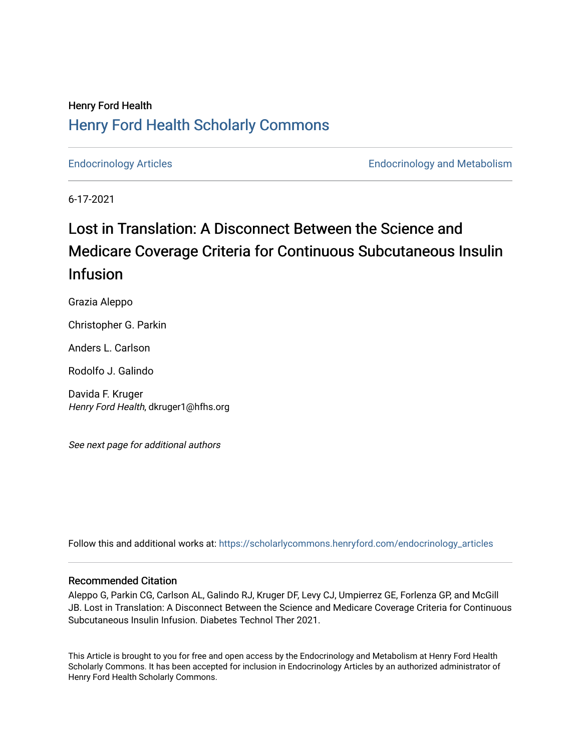Henry Ford Health

## Henry Ford Health Scholarly Commons

Endocrinology Articles | Endocrinology and Metabolism

6-17-2021

# Lost in Translation: A Disconnect Between the Science and Medicare Coverage Criteria for Continuous Subcutaneous Insulin Infusion

Grazia Aleppo

Christopher G. Parkin

Anders L. Carlson

Rodolfo J. Galindo

Davida F. Kruger
*Henry Ford Health*, dkruger1@hfhs.org

*See next page for additional authors*

Follow this and additional works at: https://scholarlycommons.henryford.com/endocrinology_articles

### Recommended Citation

Aleppo G, Parkin CG, Carlson AL, Galindo RJ, Kruger DF, Levy CJ, Umpierrez GE, Forlenza GP, and McGill JB. Lost in Translation: A Disconnect Between the Science and Medicare Coverage Criteria for Continuous Subcutaneous Insulin Infusion. Diabetes Technol Ther 2021.

This Article is brought to you for free and open access by the Endocrinology and Metabolism at Henry Ford Health Scholarly Commons. It has been accepted for inclusion in Endocrinology Articles by an authorized administrator of Henry Ford Health Scholarly Commons.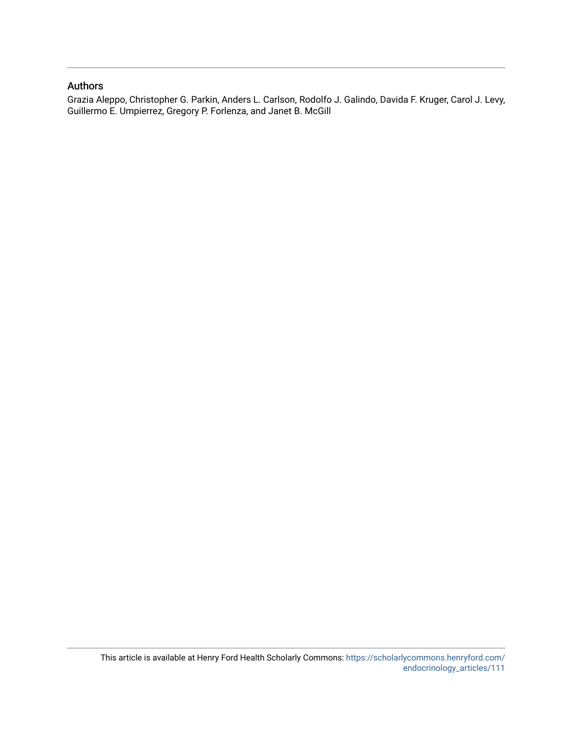## Authors

Grazia Aleppo, Christopher G. Parkin, Anders L. Carlson, Rodolfo J. Galindo, Davida F. Kruger, Carol J. Levy, Guillermo E. Umpierrez, Gregory P. Forlenza, and Janet B. McGill

This article is available at Henry Ford Health Scholarly Commons: https://scholarlycommons.henryford.com/endocrinology_articles/111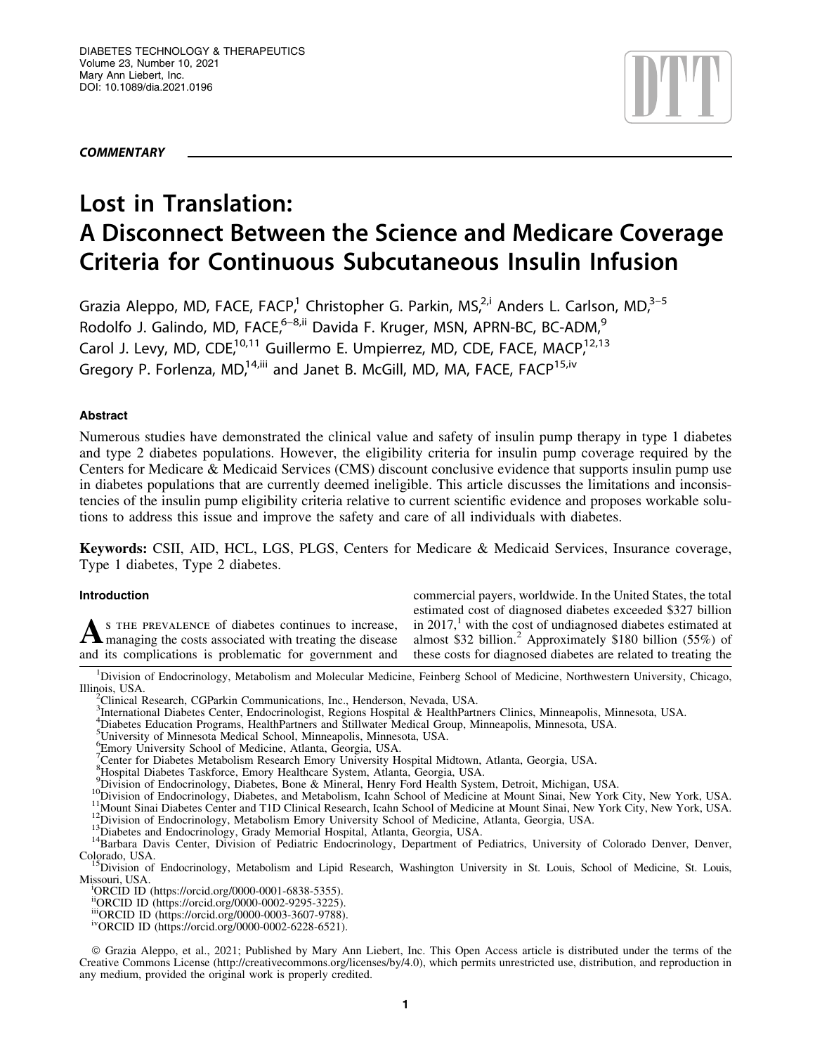## COMMENTARY

# Lost in Translation: A Disconnect Between the Science and Medicare Coverage Criteria for Continuous Subcutaneous Insulin Infusion

Grazia Aleppo, MD, FACE, FACP,[1] Christopher G. Parkin, MS,[2,i] Anders L. Carlson, MD,[3–5] Rodolfo J. Galindo, MD, FACE,[6–8,ii] Davida F. Kruger, MSN, APRN-BC, BC-ADM,[9] Carol J. Levy, MD, CDE,[10,11] Guillermo E. Umpierrez, MD, CDE, FACE, MACP,[12,13] Gregory P. Forlenza, MD,[14,iii] and Janet B. McGill, MD, MA, FACE, FACP[15,iv]

### Abstract

Numerous studies have demonstrated the clinical value and safety of insulin pump therapy in type 1 diabetes and type 2 diabetes populations. However, the eligibility criteria for insulin pump coverage required by the Centers for Medicare & Medicaid Services (CMS) discount conclusive evidence that supports insulin pump use in diabetes populations that are currently deemed ineligible. This article discusses the limitations and inconsistencies of the insulin pump eligibility criteria relative to current scientific evidence and proposes workable solutions to address this issue and improve the safety and care of all individuals with diabetes.

**Keywords:** CSII, AID, HCL, LGS, PLGS, Centers for Medicare & Medicaid Services, Insurance coverage, Type 1 diabetes, Type 2 diabetes.

### Introduction

As THE PREVALENCE of diabetes continues to increase, managing the costs associated with treating the disease and its complications is problematic for government and commercial payers, worldwide. In the United States, the total estimated cost of diagnosed diabetes exceeded $327 billion in 2017,[1] with the cost of undiagnosed diabetes estimated at almost $32 billion.[2] Approximately $180 billion (55%) of these costs for diagnosed diabetes are related to treating the

[1]Division of Endocrinology, Metabolism and Molecular Medicine, Feinberg School of Medicine, Northwestern University, Chicago, Illinois, USA.
[2]Clinical Research, CGParkin Communications, Inc., Henderson, Nevada, USA.
[3]International Diabetes Center, Endocrinologist, Regions Hospital & HealthPartners Clinics, Minneapolis, Minnesota, USA.
[4]Diabetes Education Programs, HealthPartners and Stillwater Medical Group, Minneapolis, Minnesota, USA.
[5]University of Minnesota Medical School, Minneapolis, Minnesota, USA.
[6]Emory University School of Medicine, Atlanta, Georgia, USA.
[7]Center for Diabetes Metabolism Research Emory University Hospital Midtown, Atlanta, Georgia, USA.
[8]Hospital Diabetes Taskforce, Emory Healthcare System, Atlanta, Georgia, USA.
[9]Division of Endocrinology, Diabetes, Bone & Mineral, Henry Ford Health System, Detroit, Michigan, USA.
[10]Division of Endocrinology, Diabetes, and Metabolism, Icahn School of Medicine at Mount Sinai, New York City, New York, USA.
[11]Mount Sinai Diabetes Center and T1D Clinical Research, Icahn School of Medicine at Mount Sinai, New York City, New York, USA.
[12]Division of Endocrinology, Metabolism Emory University School of Medicine, Atlanta, Georgia, USA.
[13]Diabetes and Endocrinology, Grady Memorial Hospital, Atlanta, Georgia, USA.
[14]Barbara Davis Center, Division of Pediatric Endocrinology, Department of Pediatrics, University of Colorado Denver, Denver, Colorado, USA.
[15]Division of Endocrinology, Metabolism and Lipid Research, Washington University in St. Louis, School of Medicine, St. Louis, Missouri, USA.

[i]ORCID ID (https://orcid.org/0000-0001-6838-5355).
[ii]ORCID ID (https://orcid.org/0000-0002-9295-3225).
[iii]ORCID ID (https://orcid.org/0000-0003-3607-9788).
[iv]ORCID ID (https://orcid.org/0000-0002-6228-6521).

© Grazia Aleppo, et al., 2021; Published by Mary Ann Liebert, Inc. This Open Access article is distributed under the terms of the Creative Commons License (http://creativecommons.org/licenses/by/4.0), which permits unrestricted use, distribution, and reproduction in any medium, provided the original work is properly credited.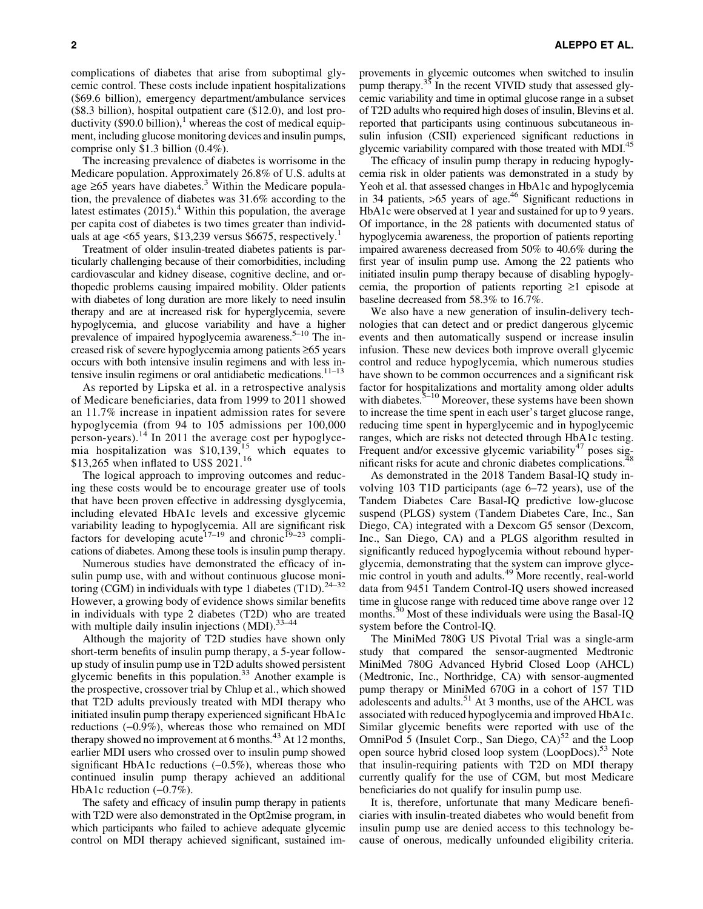complications of diabetes that arise from suboptimal glycemic control. These costs include inpatient hospitalizations ($69.6 billion), emergency department/ambulance services ($8.3 billion), hospital outpatient care ($12.0), and lost productivity ($90.0 billion),[1] whereas the cost of medical equipment, including glucose monitoring devices and insulin pumps, comprise only $1.3 billion (0.4%).

The increasing prevalence of diabetes is worrisome in the Medicare population. Approximately 26.8% of U.S. adults at age ≥65 years have diabetes.[3] Within the Medicare population, the prevalence of diabetes was 31.6% according to the latest estimates (2015).[4] Within this population, the average per capita cost of diabetes is two times greater than individuals at age <65 years, $13,239 versus $6675, respectively.[1]

Treatment of older insulin-treated diabetes patients is particularly challenging because of their comorbidities, including cardiovascular and kidney disease, cognitive decline, and orthopedic problems causing impaired mobility. Older patients with diabetes of long duration are more likely to need insulin therapy and are at increased risk for hyperglycemia, severe hypoglycemia, and glucose variability and have a higher prevalence of impaired hypoglycemia awareness.[5–10] The increased risk of severe hypoglycemia among patients ≥65 years occurs with both intensive insulin regimens and with less intensive insulin regimens or oral antidiabetic medications.[11–13]

As reported by Lipska et al. in a retrospective analysis of Medicare beneficiaries, data from 1999 to 2011 showed an 11.7% increase in inpatient admission rates for severe hypoglycemia (from 94 to 105 admissions per 100,000 person-years).[14] In 2011 the average cost per hypoglycemia hospitalization was $10,139,[15] which equates to $13,265 when inflated to US$ 2021.[16]

The logical approach to improving outcomes and reducing these costs would be to encourage greater use of tools that have been proven effective in addressing dysglycemia, including elevated HbA1c levels and excessive glycemic variability leading to hypoglycemia. All are significant risk factors for developing acute[17–19] and chronic[19–23] complications of diabetes. Among these tools is insulin pump therapy.

Numerous studies have demonstrated the efficacy of insulin pump use, with and without continuous glucose monitoring (CGM) in individuals with type 1 diabetes (T1D).[24–32] However, a growing body of evidence shows similar benefits in individuals with type 2 diabetes (T2D) who are treated with multiple daily insulin injections (MDI).[33–44]

Although the majority of T2D studies have shown only short-term benefits of insulin pump therapy, a 5-year follow-up study of insulin pump use in T2D adults showed persistent glycemic benefits in this population.[33] Another example is the prospective, crossover trial by Chlup et al., which showed that T2D adults previously treated with MDI therapy who initiated insulin pump therapy experienced significant HbA1c reductions (−0.9%), whereas those who remained on MDI therapy showed no improvement at 6 months.[43] At 12 months, earlier MDI users who crossed over to insulin pump showed significant HbA1c reductions (−0.5%), whereas those who continued insulin pump therapy achieved an additional HbA1c reduction (−0.7%).

The safety and efficacy of insulin pump therapy in patients with T2D were also demonstrated in the Opt2mise program, in which participants who failed to achieve adequate glycemic control on MDI therapy achieved significant, sustained improvements in glycemic outcomes when switched to insulin pump therapy.[35] In the recent VIVID study that assessed glycemic variability and time in optimal glucose range in a subset of T2D adults who required high doses of insulin, Blevins et al. reported that participants using continuous subcutaneous insulin infusion (CSII) experienced significant reductions in glycemic variability compared with those treated with MDI.[45]

The efficacy of insulin pump therapy in reducing hypoglycemia risk in older patients was demonstrated in a study by Yeoh et al. that assessed changes in HbA1c and hypoglycemia in 34 patients, >65 years of age.[46] Significant reductions in HbA1c were observed at 1 year and sustained for up to 9 years. Of importance, in the 28 patients with documented status of hypoglycemia awareness, the proportion of patients reporting impaired awareness decreased from 50% to 40.6% during the first year of insulin pump use. Among the 22 patients who initiated insulin pump therapy because of disabling hypoglycemia, the proportion of patients reporting ≥1 episode at baseline decreased from 58.3% to 16.7%.

We also have a new generation of insulin-delivery technologies that can detect and or predict dangerous glycemic events and then automatically suspend or increase insulin infusion. These new devices both improve overall glycemic control and reduce hypoglycemia, which numerous studies have shown to be common occurrences and a significant risk factor for hospitalizations and mortality among older adults with diabetes.[5–10] Moreover, these systems have been shown to increase the time spent in each user's target glucose range, reducing time spent in hyperglycemic and in hypoglycemic ranges, which are risks not detected through HbA1c testing. Frequent and/or excessive glycemic variability[47] poses significant risks for acute and chronic diabetes complications.[48]

As demonstrated in the 2018 Tandem Basal-IQ study involving 103 T1D participants (age 6–72 years), use of the Tandem Diabetes Care Basal-IQ predictive low-glucose suspend (PLGS) system (Tandem Diabetes Care, Inc., San Diego, CA) integrated with a Dexcom G5 sensor (Dexcom, Inc., San Diego, CA) and a PLGS algorithm resulted in significantly reduced hypoglycemia without rebound hyperglycemia, demonstrating that the system can improve glycemic control in youth and adults.[49] More recently, real-world data from 9451 Tandem Control-IQ users showed increased time in glucose range with reduced time above range over 12 months.[50] Most of these individuals were using the Basal-IQ system before the Control-IQ.

The MiniMed 780G US Pivotal Trial was a single-arm study that compared the sensor-augmented Medtronic MiniMed 780G Advanced Hybrid Closed Loop (AHCL) (Medtronic, Inc., Northridge, CA) with sensor-augmented pump therapy or MiniMed 670G in a cohort of 157 T1D adolescents and adults.[51] At 3 months, use of the AHCL was associated with reduced hypoglycemia and improved HbA1c. Similar glycemic benefits were reported with use of the OmniPod 5 (Insulet Corp., San Diego, CA)[52] and the Loop open source hybrid closed loop system (LoopDocs).[53] Note that insulin-requiring patients with T2D on MDI therapy currently qualify for the use of CGM, but most Medicare beneficiaries do not qualify for insulin pump use.

It is, therefore, unfortunate that many Medicare beneficiaries with insulin-treated diabetes who would benefit from insulin pump use are denied access to this technology because of onerous, medically unfounded eligibility criteria.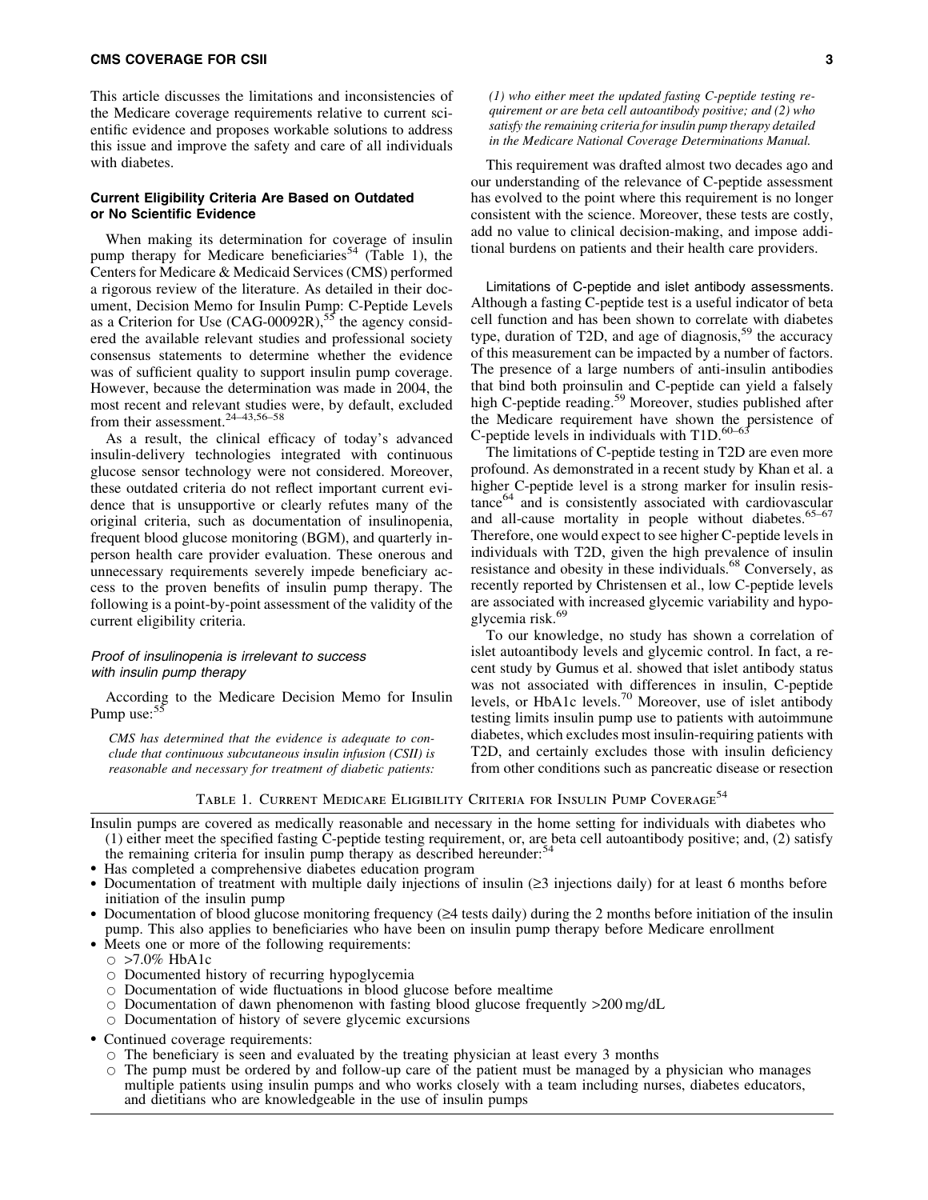This article discusses the limitations and inconsistencies of the Medicare coverage requirements relative to current scientific evidence and proposes workable solutions to address this issue and improve the safety and care of all individuals with diabetes.

### Current Eligibility Criteria Are Based on Outdated or No Scientific Evidence

When making its determination for coverage of insulin pump therapy for Medicare beneficiaries[54] (Table 1), the Centers for Medicare & Medicaid Services (CMS) performed a rigorous review of the literature. As detailed in their document, Decision Memo for Insulin Pump: C-Peptide Levels as a Criterion for Use (CAG-00092R),[55] the agency considered the available relevant studies and professional society consensus statements to determine whether the evidence was of sufficient quality to support insulin pump coverage. However, because the determination was made in 2004, the most recent and relevant studies were, by default, excluded from their assessment.[24–43,56–58]

As a result, the clinical efficacy of today's advanced insulin-delivery technologies integrated with continuous glucose sensor technology were not considered. Moreover, these outdated criteria do not reflect important current evidence that is unsupportive or clearly refutes many of the original criteria, such as documentation of insulinopenia, frequent blood glucose monitoring (BGM), and quarterly in-person health care provider evaluation. These onerous and unnecessary requirements severely impede beneficiary access to the proven benefits of insulin pump therapy. The following is a point-by-point assessment of the validity of the current eligibility criteria.

#### *Proof of insulinopenia is irrelevant to success with insulin pump therapy*

According to the Medicare Decision Memo for Insulin Pump use:[55]

> *CMS has determined that the evidence is adequate to conclude that continuous subcutaneous insulin infusion (CSII) is reasonable and necessary for treatment of diabetic patients: (1) who either meet the updated fasting C-peptide testing requirement or are beta cell autoantibody positive; and (2) who satisfy the remaining criteria for insulin pump therapy detailed in the Medicare National Coverage Determinations Manual.*

This requirement was drafted almost two decades ago and our understanding of the relevance of C-peptide assessment has evolved to the point where this requirement is no longer consistent with the science. Moreover, these tests are costly, add no value to clinical decision-making, and impose additional burdens on patients and their health care providers.

**Limitations of C-peptide and islet antibody assessments.** Although a fasting C-peptide test is a useful indicator of beta cell function and has been shown to correlate with diabetes type, duration of T2D, and age of diagnosis,[59] the accuracy of this measurement can be impacted by a number of factors. The presence of a large numbers of anti-insulin antibodies that bind both proinsulin and C-peptide can yield a falsely high C-peptide reading.[59] Moreover, studies published after the Medicare requirement have shown the persistence of C-peptide levels in individuals with T1D.[60–63]

The limitations of C-peptide testing in T2D are even more profound. As demonstrated in a recent study by Khan et al. a higher C-peptide level is a strong marker for insulin resistance[64] and is consistently associated with cardiovascular and all-cause mortality in people without diabetes.[65–67] Therefore, one would expect to see higher C-peptide levels in individuals with T2D, given the high prevalence of insulin resistance and obesity in these individuals.[68] Conversely, as recently reported by Christensen et al., low C-peptide levels are associated with increased glycemic variability and hypoglycemia risk.[69]

To our knowledge, no study has shown a correlation of islet autoantibody levels and glycemic control. In fact, a recent study by Gumus et al. showed that islet antibody status was not associated with differences in insulin, C-peptide levels, or HbA1c levels.[70] Moreover, use of islet antibody testing limits insulin pump use to patients with autoimmune diabetes, which excludes most insulin-requiring patients with T2D, and certainly excludes those with insulin deficiency from other conditions such as pancreatic disease or resection

Table 1. Current Medicare Eligibility Criteria for Insulin Pump Coverage[54]

Insulin pumps are covered as medically reasonable and necessary in the home setting for individuals with diabetes who (1) either meet the specified fasting C-peptide testing requirement, or, are beta cell autoantibody positive; and, (2) satisfy the remaining criteria for insulin pump therapy as described hereunder:[54]

- Has completed a comprehensive diabetes education program
- Documentation of treatment with multiple daily injections of insulin (≥3 injections daily) for at least 6 months before initiation of the insulin pump
- Documentation of blood glucose monitoring frequency (≥4 tests daily) during the 2 months before initiation of the insulin pump. This also applies to beneficiaries who have been on insulin pump therapy before Medicare enrollment
- Meets one or more of the following requirements:
  - >7.0% HbA1c
  - Documented history of recurring hypoglycemia
  - Documentation of wide fluctuations in blood glucose before mealtime
  - Documentation of dawn phenomenon with fasting blood glucose frequently >200 mg/dL
  - Documentation of history of severe glycemic excursions
- Continued coverage requirements:
  - The beneficiary is seen and evaluated by the treating physician at least every 3 months
  - The pump must be ordered by and follow-up care of the patient must be managed by a physician who manages multiple patients using insulin pumps and who works closely with a team including nurses, diabetes educators, and dietitians who are knowledgeable in the use of insulin pumps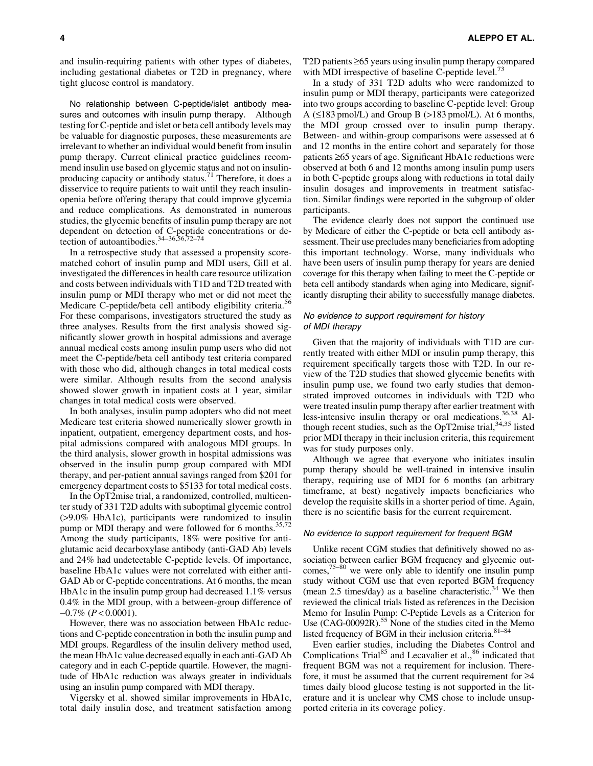and insulin-requiring patients with other types of diabetes, including gestational diabetes or T2D in pregnancy, where tight glucose control is mandatory.

No relationship between C-peptide/islet antibody measures and outcomes with insulin pump therapy. Although testing for C-peptide and islet or beta cell antibody levels may be valuable for diagnostic purposes, these measurements are irrelevant to whether an individual would benefit from insulin pump therapy. Current clinical practice guidelines recommend insulin use based on glycemic status and not on insulin-producing capacity or antibody status.[71] Therefore, it does a disservice to require patients to wait until they reach insulinopenia before offering therapy that could improve glycemia and reduce complications. As demonstrated in numerous studies, the glycemic benefits of insulin pump therapy are not dependent on detection of C-peptide concentrations or detection of autoantibodies.[34–36,56,72–74]

In a retrospective study that assessed a propensity score-matched cohort of insulin pump and MDI users, Gill et al. investigated the differences in health care resource utilization and costs between individuals with T1D and T2D treated with insulin pump or MDI therapy who met or did not meet the Medicare C-peptide/beta cell antibody eligibility criteria.[56] For these comparisons, investigators structured the study as three analyses. Results from the first analysis showed significantly slower growth in hospital admissions and average annual medical costs among insulin pump users who did not meet the C-peptide/beta cell antibody test criteria compared with those who did, although changes in total medical costs were similar. Although results from the second analysis showed slower growth in inpatient costs at 1 year, similar changes in total medical costs were observed.

In both analyses, insulin pump adopters who did not meet Medicare test criteria showed numerically slower growth in inpatient, outpatient, emergency department costs, and hospital admissions compared with analogous MDI groups. In the third analysis, slower growth in hospital admissions was observed in the insulin pump group compared with MDI therapy, and per-patient annual savings ranged from \$201 for emergency department costs to \$5133 for total medical costs.

In the OpT2mise trial, a randomized, controlled, multicenter study of 331 T2D adults with suboptimal glycemic control (>9.0% HbA1c), participants were randomized to insulin pump or MDI therapy and were followed for 6 months.[35,72] Among the study participants, 18% were positive for anti-glutamic acid decarboxylase antibody (anti-GAD Ab) levels and 24% had undetectable C-peptide levels. Of importance, baseline HbA1c values were not correlated with either anti-GAD Ab or C-peptide concentrations. At 6 months, the mean HbA1c in the insulin pump group had decreased 1.1% versus 0.4% in the MDI group, with a between-group difference of −0.7% ($P<0.0001$).

However, there was no association between HbA1c reductions and C-peptide concentration in both the insulin pump and MDI groups. Regardless of the insulin delivery method used, the mean HbA1c value decreased equally in each anti-GAD Ab category and in each C-peptide quartile. However, the magnitude of HbA1c reduction was always greater in individuals using an insulin pump compared with MDI therapy.

Vigersky et al. showed similar improvements in HbA1c, total daily insulin dose, and treatment satisfaction among T2D patients ≥65 years using insulin pump therapy compared with MDI irrespective of baseline C-peptide level.[73]

In a study of 331 T2D adults who were randomized to insulin pump or MDI therapy, participants were categorized into two groups according to baseline C-peptide level: Group A (≤183 pmol/L) and Group B (>183 pmol/L). At 6 months, the MDI group crossed over to insulin pump therapy. Between- and within-group comparisons were assessed at 6 and 12 months in the entire cohort and separately for those patients ≥65 years of age. Significant HbA1c reductions were observed at both 6 and 12 months among insulin pump users in both C-peptide groups along with reductions in total daily insulin dosages and improvements in treatment satisfaction. Similar findings were reported in the subgroup of older participants.

The evidence clearly does not support the continued use by Medicare of either the C-peptide or beta cell antibody assessment. Their use precludes many beneficiaries from adopting this important technology. Worse, many individuals who have been users of insulin pump therapy for years are denied coverage for this therapy when failing to meet the C-peptide or beta cell antibody standards when aging into Medicare, significantly disrupting their ability to successfully manage diabetes.

*No evidence to support requirement for history of MDI therapy*

Given that the majority of individuals with T1D are currently treated with either MDI or insulin pump therapy, this requirement specifically targets those with T2D. In our review of the T2D studies that showed glycemic benefits with insulin pump use, we found two early studies that demonstrated improved outcomes in individuals with T2D who were treated insulin pump therapy after earlier treatment with less-intensive insulin therapy or oral medications.[36,38] Although recent studies, such as the OpT2mise trial,[34,35] listed prior MDI therapy in their inclusion criteria, this requirement was for study purposes only.

Although we agree that everyone who initiates insulin pump therapy should be well-trained in intensive insulin therapy, requiring use of MDI for 6 months (an arbitrary timeframe, at best) negatively impacts beneficiaries who develop the requisite skills in a shorter period of time. Again, there is no scientific basis for the current requirement.

*No evidence to support requirement for frequent BGM*

Unlike recent CGM studies that definitively showed no association between earlier BGM frequency and glycemic outcomes,[75–80] we were only able to identify one insulin pump study without CGM use that even reported BGM frequency (mean 2.5 times/day) as a baseline characteristic.[34] We then reviewed the clinical trials listed as references in the Decision Memo for Insulin Pump: C-Peptide Levels as a Criterion for Use (CAG-00092R).[55] None of the studies cited in the Memo listed frequency of BGM in their inclusion criteria.[81–84]

Even earlier studies, including the Diabetes Control and Complications Trial[85] and Lecavalier et al.,[86] indicated that frequent BGM was not a requirement for inclusion. Therefore, it must be assumed that the current requirement for ≥4 times daily blood glucose testing is not supported in the literature and it is unclear why CMS chose to include unsupported criteria in its coverage policy.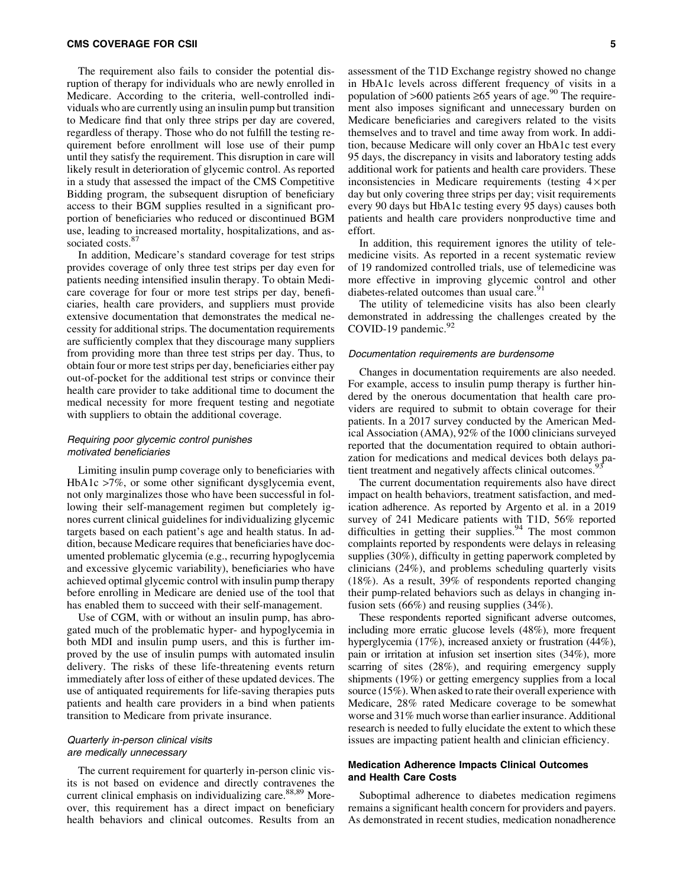The requirement also fails to consider the potential disruption of therapy for individuals who are newly enrolled in Medicare. According to the criteria, well-controlled individuals who are currently using an insulin pump but transition to Medicare find that only three strips per day are covered, regardless of therapy. Those who do not fulfill the testing requirement before enrollment will lose use of their pump until they satisfy the requirement. This disruption in care will likely result in deterioration of glycemic control. As reported in a study that assessed the impact of the CMS Competitive Bidding program, the subsequent disruption of beneficiary access to their BGM supplies resulted in a significant proportion of beneficiaries who reduced or discontinued BGM use, leading to increased mortality, hospitalizations, and associated costs.[87]

In addition, Medicare's standard coverage for test strips provides coverage of only three test strips per day even for patients needing intensified insulin therapy. To obtain Medicare coverage for four or more test strips per day, beneficiaries, health care providers, and suppliers must provide extensive documentation that demonstrates the medical necessity for additional strips. The documentation requirements are sufficiently complex that they discourage many suppliers from providing more than three test strips per day. Thus, to obtain four or more test strips per day, beneficiaries either pay out-of-pocket for the additional test strips or convince their health care provider to take additional time to document the medical necessity for more frequent testing and negotiate with suppliers to obtain the additional coverage.

#### *Requiring poor glycemic control punishes motivated beneficiaries*

Limiting insulin pump coverage only to beneficiaries with HbA1c >7%, or some other significant dysglycemia event, not only marginalizes those who have been successful in following their self-management regimen but completely ignores current clinical guidelines for individualizing glycemic targets based on each patient's age and health status. In addition, because Medicare requires that beneficiaries have documented problematic glycemia (e.g., recurring hypoglycemia and excessive glycemic variability), beneficiaries who have achieved optimal glycemic control with insulin pump therapy before enrolling in Medicare are denied use of the tool that has enabled them to succeed with their self-management.

Use of CGM, with or without an insulin pump, has abrogated much of the problematic hyper- and hypoglycemia in both MDI and insulin pump users, and this is further improved by the use of insulin pumps with automated insulin delivery. The risks of these life-threatening events return immediately after loss of either of these updated devices. The use of antiquated requirements for life-saving therapies puts patients and health care providers in a bind when patients transition to Medicare from private insurance.

#### *Quarterly in-person clinical visits are medically unnecessary*

The current requirement for quarterly in-person clinic visits is not based on evidence and directly contravenes the current clinical emphasis on individualizing care.[88,89] Moreover, this requirement has a direct impact on beneficiary health behaviors and clinical outcomes. Results from an assessment of the T1D Exchange registry showed no change in HbA1c levels across different frequency of visits in a population of >600 patients ≥65 years of age.[90] The requirement also imposes significant and unnecessary burden on Medicare beneficiaries and caregivers related to the visits themselves and to travel and time away from work. In addition, because Medicare will only cover an HbA1c test every 95 days, the discrepancy in visits and laboratory testing adds additional work for patients and health care providers. These inconsistencies in Medicare requirements (testing 4× per day but only covering three strips per day; visit requirements every 90 days but HbA1c testing every 95 days) causes both patients and health care providers nonproductive time and effort.

In addition, this requirement ignores the utility of telemedicine visits. As reported in a recent systematic review of 19 randomized controlled trials, use of telemedicine was more effective in improving glycemic control and other diabetes-related outcomes than usual care.[91]

The utility of telemedicine visits has also been clearly demonstrated in addressing the challenges created by the COVID-19 pandemic.[92]

#### *Documentation requirements are burdensome*

Changes in documentation requirements are also needed. For example, access to insulin pump therapy is further hindered by the onerous documentation that health care providers are required to submit to obtain coverage for their patients. In a 2017 survey conducted by the American Medical Association (AMA), 92% of the 1000 clinicians surveyed reported that the documentation required to obtain authorization for medications and medical devices both delays patient treatment and negatively affects clinical outcomes.[93]

The current documentation requirements also have direct impact on health behaviors, treatment satisfaction, and medication adherence. As reported by Argento et al. in a 2019 survey of 241 Medicare patients with T1D, 56% reported difficulties in getting their supplies.[94] The most common complaints reported by respondents were delays in releasing supplies (30%), difficulty in getting paperwork completed by clinicians (24%), and problems scheduling quarterly visits (18%). As a result, 39% of respondents reported changing their pump-related behaviors such as delays in changing infusion sets (66%) and reusing supplies (34%).

These respondents reported significant adverse outcomes, including more erratic glucose levels (48%), more frequent hyperglycemia (17%), increased anxiety or frustration (44%), pain or irritation at infusion set insertion sites (34%), more scarring of sites (28%), and requiring emergency supply shipments (19%) or getting emergency supplies from a local source (15%). When asked to rate their overall experience with Medicare, 28% rated Medicare coverage to be somewhat worse and 31% much worse than earlier insurance. Additional research is needed to fully elucidate the extent to which these issues are impacting patient health and clinician efficiency.

### Medication Adherence Impacts Clinical Outcomes and Health Care Costs

Suboptimal adherence to diabetes medication regimens remains a significant health concern for providers and payers. As demonstrated in recent studies, medication nonadherence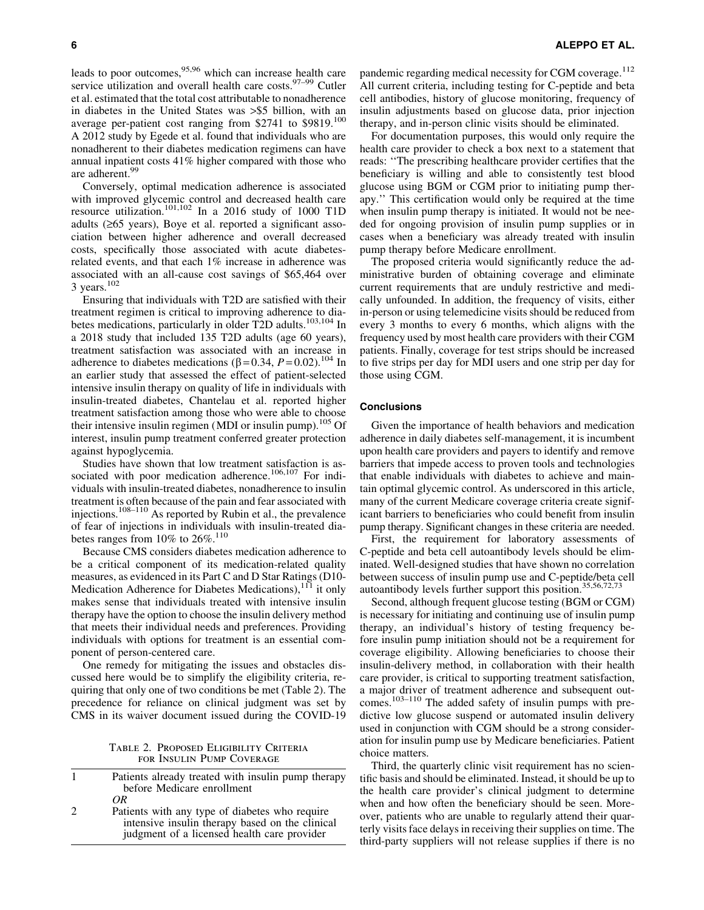leads to poor outcomes,[95,96] which can increase health care service utilization and overall health care costs.[97–99] Cutler et al. estimated that the total cost attributable to nonadherence in diabetes in the United States was >$5 billion, with an average per-patient cost ranging from $2741 to $9819.[100] A 2012 study by Egede et al. found that individuals who are nonadherent to their diabetes medication regimens can have annual inpatient costs 41% higher compared with those who are adherent.[99]

Conversely, optimal medication adherence is associated with improved glycemic control and decreased health care resource utilization.[101,102] In a 2016 study of 1000 T1D adults (≥65 years), Boye et al. reported a significant association between higher adherence and overall decreased costs, specifically those associated with acute diabetes-related events, and that each 1% increase in adherence was associated with an all-cause cost savings of $65,464 over 3 years.[102]

Ensuring that individuals with T2D are satisfied with their treatment regimen is critical to improving adherence to diabetes medications, particularly in older T2D adults.[103,104] In a 2018 study that included 135 T2D adults (age 60 years), treatment satisfaction was associated with an increase in adherence to diabetes medications ($\beta = 0.34$, $P = 0.02$).[104] In an earlier study that assessed the effect of patient-selected intensive insulin therapy on quality of life in individuals with insulin-treated diabetes, Chantelau et al. reported higher treatment satisfaction among those who were able to choose their intensive insulin regimen (MDI or insulin pump).[105] Of interest, insulin pump treatment conferred greater protection against hypoglycemia.

Studies have shown that low treatment satisfaction is associated with poor medication adherence.[106,107] For individuals with insulin-treated diabetes, nonadherence to insulin treatment is often because of the pain and fear associated with injections.[108–110] As reported by Rubin et al., the prevalence of fear of injections in individuals with insulin-treated diabetes ranges from 10% to 26%.[110]

Because CMS considers diabetes medication adherence to be a critical component of its medication-related quality measures, as evidenced in its Part C and D Star Ratings (D10-Medication Adherence for Diabetes Medications),[111] it only makes sense that individuals treated with intensive insulin therapy have the option to choose the insulin delivery method that meets their individual needs and preferences. Providing individuals with options for treatment is an essential component of person-centered care.

One remedy for mitigating the issues and obstacles discussed here would be to simplify the eligibility criteria, requiring that only one of two conditions be met (Table 2). The precedence for reliance on clinical judgment was set by CMS in its waiver document issued during the COVID-19 pandemic regarding medical necessity for CGM coverage.[112] All current criteria, including testing for C-peptide and beta cell antibodies, history of glucose monitoring, frequency of insulin adjustments based on glucose data, prior injection therapy, and in-person clinic visits should be eliminated.

Table 2. Proposed Eligibility Criteria for Insulin Pump Coverage

| | |
|---|---|
| 1 | Patients already treated with insulin pump therapy before Medicare enrollment *OR* |
| 2 | Patients with any type of diabetes who require intensive insulin therapy based on the clinical judgment of a licensed health care provider |

For documentation purposes, this would only require the health care provider to check a box next to a statement that reads: "The prescribing healthcare provider certifies that the beneficiary is willing and able to consistently test blood glucose using BGM or CGM prior to initiating pump therapy." This certification would only be required at the time when insulin pump therapy is initiated. It would not be needed for ongoing provision of insulin pump supplies or in cases when a beneficiary was already treated with insulin pump therapy before Medicare enrollment.

The proposed criteria would significantly reduce the administrative burden of obtaining coverage and eliminate current requirements that are unduly restrictive and medically unfounded. In addition, the frequency of visits, either in-person or using telemedicine visits should be reduced from every 3 months to every 6 months, which aligns with the frequency used by most health care providers with their CGM patients. Finally, coverage for test strips should be increased to five strips per day for MDI users and one strip per day for those using CGM.

## Conclusions

Given the importance of health behaviors and medication adherence in daily diabetes self-management, it is incumbent upon health care providers and payers to identify and remove barriers that impede access to proven tools and technologies that enable individuals with diabetes to achieve and maintain optimal glycemic control. As underscored in this article, many of the current Medicare coverage criteria create significant barriers to beneficiaries who could benefit from insulin pump therapy. Significant changes in these criteria are needed.

First, the requirement for laboratory assessments of C-peptide and beta cell autoantibody levels should be eliminated. Well-designed studies that have shown no correlation between success of insulin pump use and C-peptide/beta cell autoantibody levels further support this position.[35,56,72,73]

Second, although frequent glucose testing (BGM or CGM) is necessary for initiating and continuing use of insulin pump therapy, an individual's history of testing frequency before insulin pump initiation should not be a requirement for coverage eligibility. Allowing beneficiaries to choose their insulin-delivery method, in collaboration with their health care provider, is critical to supporting treatment satisfaction, a major driver of treatment adherence and subsequent outcomes.[103–110] The added safety of insulin pumps with predictive low glucose suspend or automated insulin delivery used in conjunction with CGM should be a strong consideration for insulin pump use by Medicare beneficiaries. Patient choice matters.

Third, the quarterly clinic visit requirement has no scientific basis and should be eliminated. Instead, it should be up to the health care provider's clinical judgment to determine when and how often the beneficiary should be seen. Moreover, patients who are unable to regularly attend their quarterly visits face delays in receiving their supplies on time. The third-party suppliers will not release supplies if there is no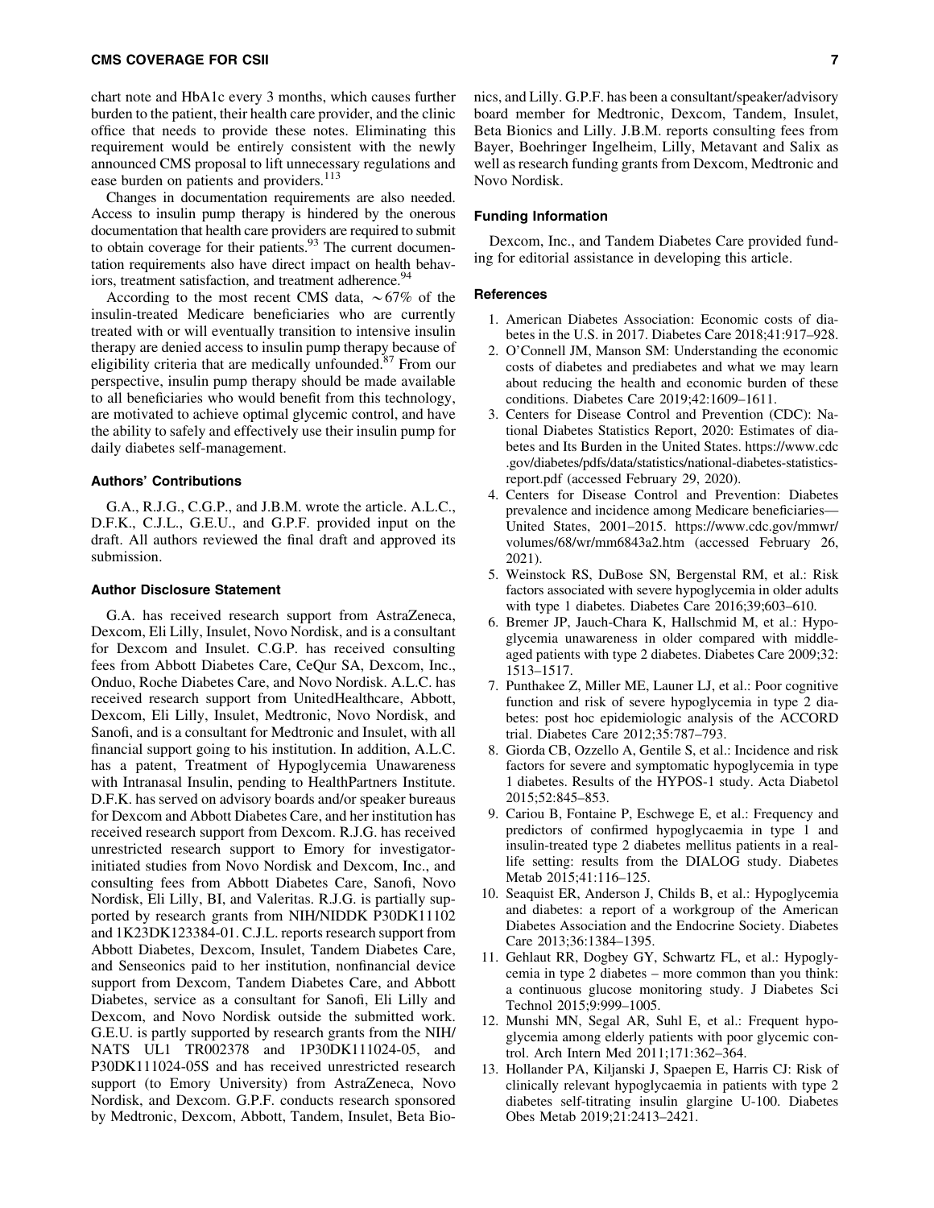chart note and HbA1c every 3 months, which causes further burden to the patient, their health care provider, and the clinic office that needs to provide these notes. Eliminating this requirement would be entirely consistent with the newly announced CMS proposal to lift unnecessary regulations and ease burden on patients and providers.[113]

Changes in documentation requirements are also needed. Access to insulin pump therapy is hindered by the onerous documentation that health care providers are required to submit to obtain coverage for their patients.[93] The current documentation requirements also have direct impact on health behaviors, treatment satisfaction, and treatment adherence.[94]

According to the most recent CMS data, ~67% of the insulin-treated Medicare beneficiaries who are currently treated with or will eventually transition to intensive insulin therapy are denied access to insulin pump therapy because of eligibility criteria that are medically unfounded.[87] From our perspective, insulin pump therapy should be made available to all beneficiaries who would benefit from this technology, are motivated to achieve optimal glycemic control, and have the ability to safely and effectively use their insulin pump for daily diabetes self-management.

### Authors' Contributions

G.A., R.J.G., C.G.P., and J.B.M. wrote the article. A.L.C., D.F.K., C.J.L., G.E.U., and G.P.F. provided input on the draft. All authors reviewed the final draft and approved its submission.

### Author Disclosure Statement

G.A. has received research support from AstraZeneca, Dexcom, Eli Lilly, Insulet, Novo Nordisk, and is a consultant for Dexcom and Insulet. C.G.P. has received consulting fees from Abbott Diabetes Care, CeQur SA, Dexcom, Inc., Onduo, Roche Diabetes Care, and Novo Nordisk. A.L.C. has received research support from UnitedHealthcare, Abbott, Dexcom, Eli Lilly, Insulet, Medtronic, Novo Nordisk, and Sanofi, and is a consultant for Medtronic and Insulet, with all financial support going to his institution. In addition, A.L.C. has a patent, Treatment of Hypoglycemia Unawareness with Intranasal Insulin, pending to HealthPartners Institute. D.F.K. has served on advisory boards and/or speaker bureaus for Dexcom and Abbott Diabetes Care, and her institution has received research support from Dexcom. R.J.G. has received unrestricted research support to Emory for investigator-initiated studies from Novo Nordisk and Dexcom, Inc., and consulting fees from Abbott Diabetes Care, Sanofi, Novo Nordisk, Eli Lilly, BI, and Valeritas. R.J.G. is partially supported by research grants from NIH/NIDDK P30DK11102 and 1K23DK123384-01. C.J.L. reports research support from Abbott Diabetes, Dexcom, Insulet, Tandem Diabetes Care, and Senseonics paid to her institution, nonfinancial device support from Dexcom, Tandem Diabetes Care, and Abbott Diabetes, service as a consultant for Sanofi, Eli Lilly and Dexcom, and Novo Nordisk outside the submitted work. G.E.U. is partly supported by research grants from the NIH/NATS UL1 TR002378 and 1P30DK111024-05, and P30DK111024-05S and has received unrestricted research support (to Emory University) from AstraZeneca, Novo Nordisk, and Dexcom. G.P.F. conducts research sponsored by Medtronic, Dexcom, Abbott, Tandem, Insulet, Beta Bionics, and Lilly. G.P.F. has been a consultant/speaker/advisory board member for Medtronic, Dexcom, Tandem, Insulet, Beta Bionics and Lilly. J.B.M. reports consulting fees from Bayer, Boehringer Ingelheim, Lilly, Metavant and Salix as well as research funding grants from Dexcom, Medtronic and Novo Nordisk.

### Funding Information

Dexcom, Inc., and Tandem Diabetes Care provided funding for editorial assistance in developing this article.

### References

1. American Diabetes Association: Economic costs of diabetes in the U.S. in 2017. Diabetes Care 2018;41:917–928.
2. O'Connell JM, Manson SM: Understanding the economic costs of diabetes and prediabetes and what we may learn about reducing the health and economic burden of these conditions. Diabetes Care 2019;42:1609–1611.
3. Centers for Disease Control and Prevention (CDC): National Diabetes Statistics Report, 2020: Estimates of diabetes and Its Burden in the United States. https://www.cdc.gov/diabetes/pdfs/data/statistics/national-diabetes-statistics-report.pdf (accessed February 29, 2020).
4. Centers for Disease Control and Prevention: Diabetes prevalence and incidence among Medicare beneficiaries—United States, 2001–2015. https://www.cdc.gov/mmwr/volumes/68/wr/mm6843a2.htm (accessed February 26, 2021).
5. Weinstock RS, DuBose SN, Bergenstal RM, et al.: Risk factors associated with severe hypoglycemia in older adults with type 1 diabetes. Diabetes Care 2016;39;603–610.
6. Bremer JP, Jauch-Chara K, Hallschmid M, et al.: Hypoglycemia unawareness in older compared with middle-aged patients with type 2 diabetes. Diabetes Care 2009;32: 1513–1517.
7. Punthakee Z, Miller ME, Launer LJ, et al.: Poor cognitive function and risk of severe hypoglycemia in type 2 diabetes: post hoc epidemiologic analysis of the ACCORD trial. Diabetes Care 2012;35:787–793.
8. Giorda CB, Ozzello A, Gentile S, et al.: Incidence and risk factors for severe and symptomatic hypoglycemia in type 1 diabetes. Results of the HYPOS-1 study. Acta Diabetol 2015;52:845–853.
9. Cariou B, Fontaine P, Eschwege E, et al.: Frequency and predictors of confirmed hypoglycaemia in type 1 and insulin-treated type 2 diabetes mellitus patients in a real-life setting: results from the DIALOG study. Diabetes Metab 2015;41:116–125.
10. Seaquist ER, Anderson J, Childs B, et al.: Hypoglycemia and diabetes: a report of a workgroup of the American Diabetes Association and the Endocrine Society. Diabetes Care 2013;36:1384–1395.
11. Gehlaut RR, Dogbey GY, Schwartz FL, et al.: Hypoglycemia in type 2 diabetes – more common than you think: a continuous glucose monitoring study. J Diabetes Sci Technol 2015;9:999–1005.
12. Munshi MN, Segal AR, Suhl E, et al.: Frequent hypoglycemia among elderly patients with poor glycemic control. Arch Intern Med 2011;171:362–364.
13. Hollander PA, Kiljanski J, Spaepen E, Harris CJ: Risk of clinically relevant hypoglycaemia in patients with type 2 diabetes self-titrating insulin glargine U-100. Diabetes Obes Metab 2019;21:2413–2421.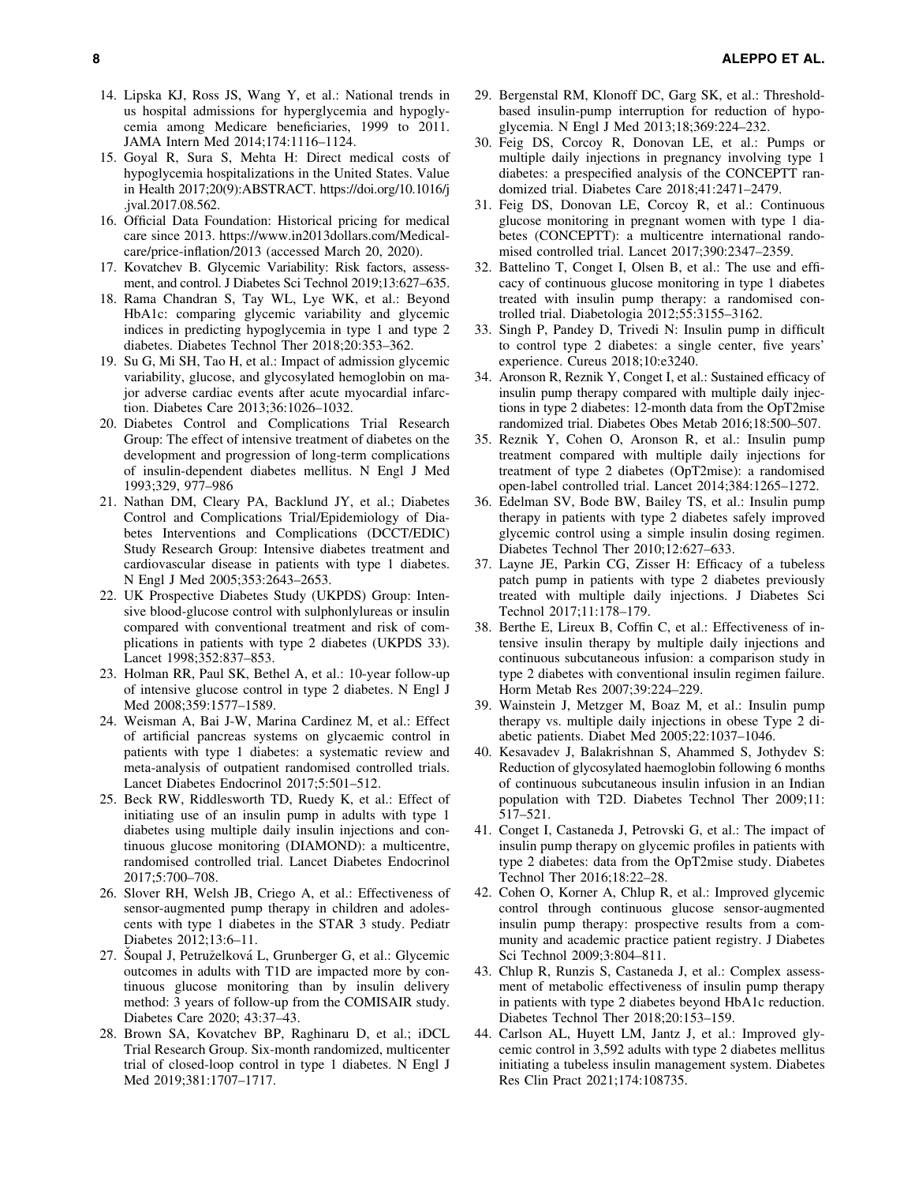14. Lipska KJ, Ross JS, Wang Y, et al.: National trends in us hospital admissions for hyperglycemia and hypoglycemia among Medicare beneficiaries, 1999 to 2011. JAMA Intern Med 2014;174:1116–1124.
15. Goyal R, Sura S, Mehta H: Direct medical costs of hypoglycemia hospitalizations in the United States. Value in Health 2017;20(9):ABSTRACT. https://doi.org/10.1016/j.jval.2017.08.562.
16. Official Data Foundation: Historical pricing for medical care since 2013. https://www.in2013dollars.com/Medical-care/price-inflation/2013 (accessed March 20, 2020).
17. Kovatchev B. Glycemic Variability: Risk factors, assessment, and control. J Diabetes Sci Technol 2019;13:627–635.
18. Rama Chandran S, Tay WL, Lye WK, et al.: Beyond HbA1c: comparing glycemic variability and glycemic indices in predicting hypoglycemia in type 1 and type 2 diabetes. Diabetes Technol Ther 2018;20:353–362.
19. Su G, Mi SH, Tao H, et al.: Impact of admission glycemic variability, glucose, and glycosylated hemoglobin on major adverse cardiac events after acute myocardial infarction. Diabetes Care 2013;36:1026–1032.
20. Diabetes Control and Complications Trial Research Group: The effect of intensive treatment of diabetes on the development and progression of long-term complications of insulin-dependent diabetes mellitus. N Engl J Med 1993;329, 977–986
21. Nathan DM, Cleary PA, Backlund JY, et al.; Diabetes Control and Complications Trial/Epidemiology of Diabetes Interventions and Complications (DCCT/EDIC) Study Research Group: Intensive diabetes treatment and cardiovascular disease in patients with type 1 diabetes. N Engl J Med 2005;353:2643–2653.
22. UK Prospective Diabetes Study (UKPDS) Group: Intensive blood-glucose control with sulphonlylureas or insulin compared with conventional treatment and risk of complications in patients with type 2 diabetes (UKPDS 33). Lancet 1998;352:837–853.
23. Holman RR, Paul SK, Bethel A, et al.: 10-year follow-up of intensive glucose control in type 2 diabetes. N Engl J Med 2008;359:1577–1589.
24. Weisman A, Bai J-W, Marina Cardinez M, et al.: Effect of artificial pancreas systems on glycaemic control in patients with type 1 diabetes: a systematic review and meta-analysis of outpatient randomised controlled trials. Lancet Diabetes Endocrinol 2017;5:501–512.
25. Beck RW, Riddlesworth TD, Ruedy K, et al.: Effect of initiating use of an insulin pump in adults with type 1 diabetes using multiple daily insulin injections and continuous glucose monitoring (DIAMOND): a multicentre, randomised controlled trial. Lancet Diabetes Endocrinol 2017;5:700–708.
26. Slover RH, Welsh JB, Criego A, et al.: Effectiveness of sensor-augmented pump therapy in children and adolescents with type 1 diabetes in the STAR 3 study. Pediatr Diabetes 2012;13:6–11.
27. Šoupal J, Petruželková L, Grunberger G, et al.: Glycemic outcomes in adults with T1D are impacted more by continuous glucose monitoring than by insulin delivery method: 3 years of follow-up from the COMISAIR study. Diabetes Care 2020; 43:37–43.
28. Brown SA, Kovatchev BP, Raghinaru D, et al.; iDCL Trial Research Group. Six-month randomized, multicenter trial of closed-loop control in type 1 diabetes. N Engl J Med 2019;381:1707–1717.
29. Bergenstal RM, Klonoff DC, Garg SK, et al.: Threshold-based insulin-pump interruption for reduction of hypoglycemia. N Engl J Med 2013;18;369:224–232.
30. Feig DS, Corcoy R, Donovan LE, et al.: Pumps or multiple daily injections in pregnancy involving type 1 diabetes: a prespecified analysis of the CONCEPTT randomized trial. Diabetes Care 2018;41:2471–2479.
31. Feig DS, Donovan LE, Corcoy R, et al.: Continuous glucose monitoring in pregnant women with type 1 diabetes (CONCEPTT): a multicentre international randomised controlled trial. Lancet 2017;390:2347–2359.
32. Battelino T, Conget I, Olsen B, et al.: The use and efficacy of continuous glucose monitoring in type 1 diabetes treated with insulin pump therapy: a randomised controlled trial. Diabetologia 2012;55:3155–3162.
33. Singh P, Pandey D, Trivedi N: Insulin pump in difficult to control type 2 diabetes: a single center, five years' experience. Cureus 2018;10:e3240.
34. Aronson R, Reznik Y, Conget I, et al.: Sustained efficacy of insulin pump therapy compared with multiple daily injections in type 2 diabetes: 12-month data from the OpT2mise randomized trial. Diabetes Obes Metab 2016;18:500–507.
35. Reznik Y, Cohen O, Aronson R, et al.: Insulin pump treatment compared with multiple daily injections for treatment of type 2 diabetes (OpT2mise): a randomised open-label controlled trial. Lancet 2014;384:1265–1272.
36. Edelman SV, Bode BW, Bailey TS, et al.: Insulin pump therapy in patients with type 2 diabetes safely improved glycemic control using a simple insulin dosing regimen. Diabetes Technol Ther 2010;12:627–633.
37. Layne JE, Parkin CG, Zisser H: Efficacy of a tubeless patch pump in patients with type 2 diabetes previously treated with multiple daily injections. J Diabetes Sci Technol 2017;11:178–179.
38. Berthe E, Lireux B, Coffin C, et al.: Effectiveness of intensive insulin therapy by multiple daily injections and continuous subcutaneous infusion: a comparison study in type 2 diabetes with conventional insulin regimen failure. Horm Metab Res 2007;39:224–229.
39. Wainstein J, Metzger M, Boaz M, et al.: Insulin pump therapy vs. multiple daily injections in obese Type 2 diabetic patients. Diabet Med 2005;22:1037–1046.
40. Kesavadev J, Balakrishnan S, Ahammed S, Jothydev S: Reduction of glycosylated haemoglobin following 6 months of continuous subcutaneous insulin infusion in an Indian population with T2D. Diabetes Technol Ther 2009;11: 517–521.
41. Conget I, Castaneda J, Petrovski G, et al.: The impact of insulin pump therapy on glycemic profiles in patients with type 2 diabetes: data from the OpT2mise study. Diabetes Technol Ther 2016;18:22–28.
42. Cohen O, Korner A, Chlup R, et al.: Improved glycemic control through continuous glucose sensor-augmented insulin pump therapy: prospective results from a community and academic practice patient registry. J Diabetes Sci Technol 2009;3:804–811.
43. Chlup R, Runzis S, Castaneda J, et al.: Complex assessment of metabolic effectiveness of insulin pump therapy in patients with type 2 diabetes beyond HbA1c reduction. Diabetes Technol Ther 2018;20:153–159.
44. Carlson AL, Huyett LM, Jantz J, et al.: Improved glycemic control in 3,592 adults with type 2 diabetes mellitus initiating a tubeless insulin management system. Diabetes Res Clin Pract 2021;174:108735.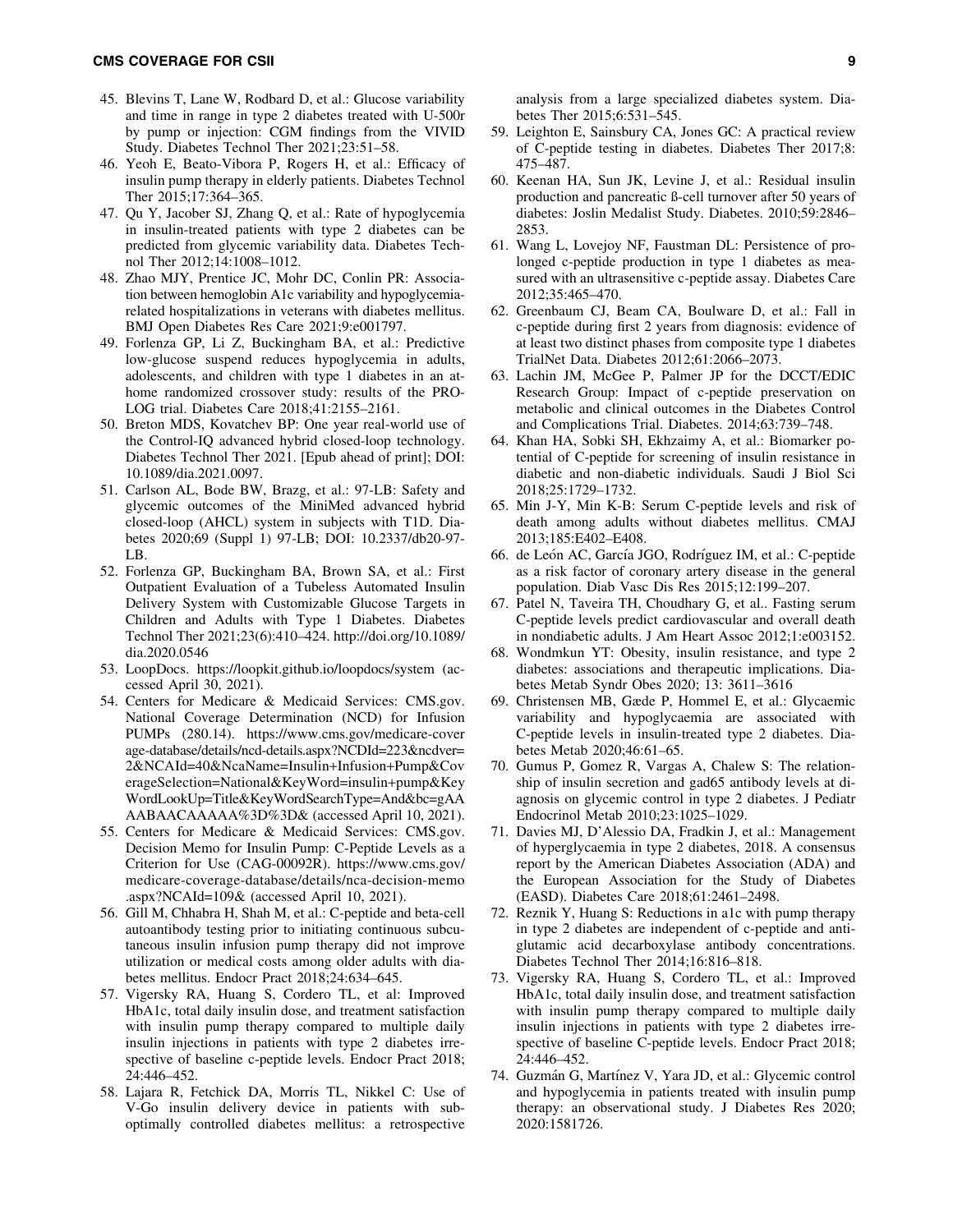45. Blevins T, Lane W, Rodbard D, et al.: Glucose variability and time in range in type 2 diabetes treated with U-500r by pump or injection: CGM findings from the VIVID Study. Diabetes Technol Ther 2021;23:51–58.
46. Yeoh E, Beato-Vibora P, Rogers H, et al.: Efficacy of insulin pump therapy in elderly patients. Diabetes Technol Ther 2015;17:364–365.
47. Qu Y, Jacober SJ, Zhang Q, et al.: Rate of hypoglycemia in insulin-treated patients with type 2 diabetes can be predicted from glycemic variability data. Diabetes Technol Ther 2012;14:1008–1012.
48. Zhao MJY, Prentice JC, Mohr DC, Conlin PR: Association between hemoglobin A1c variability and hypoglycemia-related hospitalizations in veterans with diabetes mellitus. BMJ Open Diabetes Res Care 2021;9:e001797.
49. Forlenza GP, Li Z, Buckingham BA, et al.: Predictive low-glucose suspend reduces hypoglycemia in adults, adolescents, and children with type 1 diabetes in an at-home randomized crossover study: results of the PROLOG trial. Diabetes Care 2018;41:2155–2161.
50. Breton MDS, Kovatchev BP: One year real-world use of the Control-IQ advanced hybrid closed-loop technology. Diabetes Technol Ther 2021. [Epub ahead of print]; DOI: 10.1089/dia.2021.0097.
51. Carlson AL, Bode BW, Brazg, et al.: 97-LB: Safety and glycemic outcomes of the MiniMed advanced hybrid closed-loop (AHCL) system in subjects with T1D. Diabetes 2020;69 (Suppl 1) 97-LB; DOI: 10.2337/db20-97-LB.
52. Forlenza GP, Buckingham BA, Brown SA, et al.: First Outpatient Evaluation of a Tubeless Automated Insulin Delivery System with Customizable Glucose Targets in Children and Adults with Type 1 Diabetes. Diabetes Technol Ther 2021;23(6):410–424. http://doi.org/10.1089/dia.2020.0546
53. LoopDocs. https://loopkit.github.io/loopdocs/system (accessed April 30, 2021).
54. Centers for Medicare & Medicaid Services: CMS.gov. National Coverage Determination (NCD) for Infusion PUMPs (280.14). https://www.cms.gov/medicare-coverage-database/details/ncd-details.aspx?NCDId=223&ncdver=2&NCAId=40&NcaName=Insulin+Infusion+Pump&CoverageSelection=National&KeyWord=insulin+pump&KeyWordLookUp=Title&KeyWordSearchType=And&bc=gAAAABAACAAAAA%3D%3D& (accessed April 10, 2021).
55. Centers for Medicare & Medicaid Services: CMS.gov. Decision Memo for Insulin Pump: C-Peptide Levels as a Criterion for Use (CAG-00092R). https://www.cms.gov/medicare-coverage-database/details/nca-decision-memo.aspx?NCAId=109& (accessed April 10, 2021).
56. Gill M, Chhabra H, Shah M, et al.: C-peptide and beta-cell autoantibody testing prior to initiating continuous subcutaneous insulin infusion pump therapy did not improve utilization or medical costs among older adults with diabetes mellitus. Endocr Pract 2018;24:634–645.
57. Vigersky RA, Huang S, Cordero TL, et al: Improved HbA1c, total daily insulin dose, and treatment satisfaction with insulin pump therapy compared to multiple daily insulin injections in patients with type 2 diabetes irrespective of baseline c-peptide levels. Endocr Pract 2018; 24:446–452.
58. Lajara R, Fetchick DA, Morris TL, Nikkel C: Use of V-Go insulin delivery device in patients with sub-optimally controlled diabetes mellitus: a retrospective analysis from a large specialized diabetes system. Diabetes Ther 2015;6:531–545.
59. Leighton E, Sainsbury CA, Jones GC: A practical review of C-peptide testing in diabetes. Diabetes Ther 2017;8: 475–487.
60. Keenan HA, Sun JK, Levine J, et al.: Residual insulin production and pancreatic ß-cell turnover after 50 years of diabetes: Joslin Medalist Study. Diabetes. 2010;59:2846–2853.
61. Wang L, Lovejoy NF, Faustman DL: Persistence of prolonged c-peptide production in type 1 diabetes as measured with an ultrasensitive c-peptide assay. Diabetes Care 2012;35:465–470.
62. Greenbaum CJ, Beam CA, Boulware D, et al.: Fall in c-peptide during first 2 years from diagnosis: evidence of at least two distinct phases from composite type 1 diabetes TrialNet Data. Diabetes 2012;61:2066–2073.
63. Lachin JM, McGee P, Palmer JP for the DCCT/EDIC Research Group: Impact of c-peptide preservation on metabolic and clinical outcomes in the Diabetes Control and Complications Trial. Diabetes. 2014;63:739–748.
64. Khan HA, Sobki SH, Ekhzaimy A, et al.: Biomarker potential of C-peptide for screening of insulin resistance in diabetic and non-diabetic individuals. Saudi J Biol Sci 2018;25:1729–1732.
65. Min J-Y, Min K-B: Serum C-peptide levels and risk of death among adults without diabetes mellitus. CMAJ 2013;185:E402–E408.
66. de León AC, García JGO, Rodríguez IM, et al.: C-peptide as a risk factor of coronary artery disease in the general population. Diab Vasc Dis Res 2015;12:199–207.
67. Patel N, Taveira TH, Choudhary G, et al.. Fasting serum C-peptide levels predict cardiovascular and overall death in nondiabetic adults. J Am Heart Assoc 2012;1:e003152.
68. Wondmkun YT: Obesity, insulin resistance, and type 2 diabetes: associations and therapeutic implications. Diabetes Metab Syndr Obes 2020; 13: 3611–3616
69. Christensen MB, Gæde P, Hommel E, et al.: Glycaemic variability and hypoglycaemia are associated with C-peptide levels in insulin-treated type 2 diabetes. Diabetes Metab 2020;46:61–65.
70. Gumus P, Gomez R, Vargas A, Chalew S: The relationship of insulin secretion and gad65 antibody levels at diagnosis on glycemic control in type 2 diabetes. J Pediatr Endocrinol Metab 2010;23:1025–1029.
71. Davies MJ, D'Alessio DA, Fradkin J, et al.: Management of hyperglycaemia in type 2 diabetes, 2018. A consensus report by the American Diabetes Association (ADA) and the European Association for the Study of Diabetes (EASD). Diabetes Care 2018;61:2461–2498.
72. Reznik Y, Huang S: Reductions in a1c with pump therapy in type 2 diabetes are independent of c-peptide and anti-glutamic acid decarboxylase antibody concentrations. Diabetes Technol Ther 2014;16:816–818.
73. Vigersky RA, Huang S, Cordero TL, et al.: Improved HbA1c, total daily insulin dose, and treatment satisfaction with insulin pump therapy compared to multiple daily insulin injections in patients with type 2 diabetes irrespective of baseline C-peptide levels. Endocr Pract 2018; 24:446–452.
74. Guzmán G, Martínez V, Yara JD, et al.: Glycemic control and hypoglycemia in patients treated with insulin pump therapy: an observational study. J Diabetes Res 2020; 2020:1581726.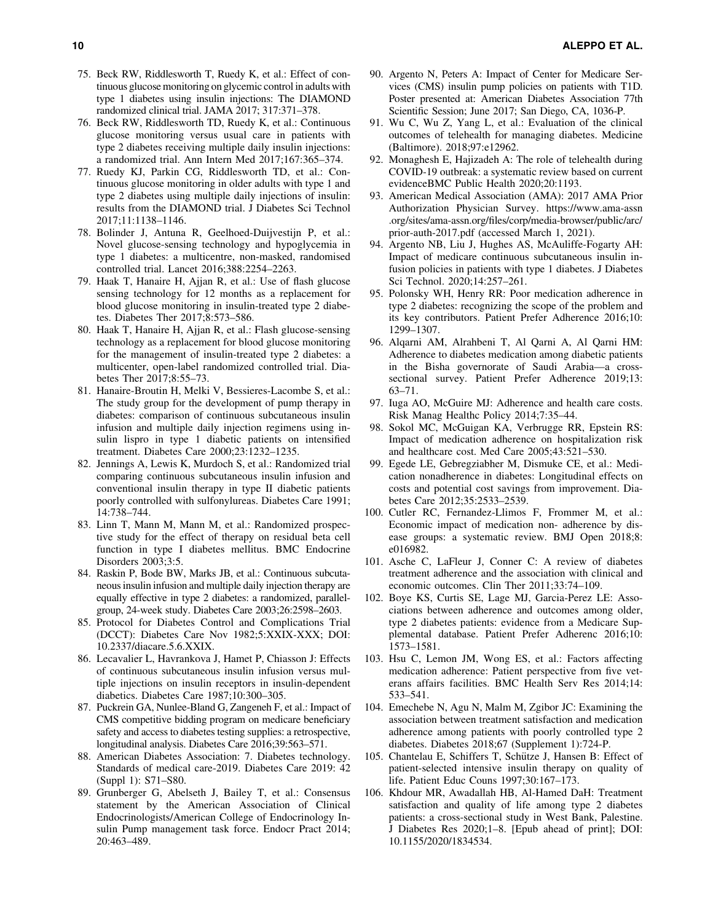75. Beck RW, Riddlesworth T, Ruedy K, et al.: Effect of continuous glucose monitoring on glycemic control in adults with type 1 diabetes using insulin injections: The DIAMOND randomized clinical trial. JAMA 2017; 317:371–378.
76. Beck RW, Riddlesworth TD, Ruedy K, et al.: Continuous glucose monitoring versus usual care in patients with type 2 diabetes receiving multiple daily insulin injections: a randomized trial. Ann Intern Med 2017;167:365–374.
77. Ruedy KJ, Parkin CG, Riddlesworth TD, et al.: Continuous glucose monitoring in older adults with type 1 and type 2 diabetes using multiple daily injections of insulin: results from the DIAMOND trial. J Diabetes Sci Technol 2017;11:1138–1146.
78. Bolinder J, Antuna R, Geelhoed-Duijvestijn P, et al.: Novel glucose-sensing technology and hypoglycemia in type 1 diabetes: a multicentre, non-masked, randomised controlled trial. Lancet 2016;388:2254–2263.
79. Haak T, Hanaire H, Ajjan R, et al.: Use of flash glucose sensing technology for 12 months as a replacement for blood glucose monitoring in insulin-treated type 2 diabetes. Diabetes Ther 2017;8:573–586.
80. Haak T, Hanaire H, Ajjan R, et al.: Flash glucose-sensing technology as a replacement for blood glucose monitoring for the management of insulin-treated type 2 diabetes: a multicenter, open-label randomized controlled trial. Diabetes Ther 2017;8:55–73.
81. Hanaire-Broutin H, Melki V, Bessieres-Lacombe S, et al.: The study group for the development of pump therapy in diabetes: comparison of continuous subcutaneous insulin infusion and multiple daily injection regimens using insulin lispro in type 1 diabetic patients on intensified treatment. Diabetes Care 2000;23:1232–1235.
82. Jennings A, Lewis K, Murdoch S, et al.: Randomized trial comparing continuous subcutaneous insulin infusion and conventional insulin therapy in type II diabetic patients poorly controlled with sulfonylureas. Diabetes Care 1991; 14:738–744.
83. Linn T, Mann M, Mann M, et al.: Randomized prospective study for the effect of therapy on residual beta cell function in type I diabetes mellitus. BMC Endocrine Disorders 2003;3:5.
84. Raskin P, Bode BW, Marks JB, et al.: Continuous subcutaneous insulin infusion and multiple daily injection therapy are equally effective in type 2 diabetes: a randomized, parallel-group, 24-week study. Diabetes Care 2003;26:2598–2603.
85. Protocol for Diabetes Control and Complications Trial (DCCT): Diabetes Care Nov 1982;5:XXIX-XXX; DOI: 10.2337/diacare.5.6.XXIX.
86. Lecavalier L, Havrankova J, Hamet P, Chiasson J: Effects of continuous subcutaneous insulin infusion versus multiple injections on insulin receptors in insulin-dependent diabetics. Diabetes Care 1987;10:300–305.
87. Puckrein GA, Nunlee-Bland G, Zangeneh F, et al.: Impact of CMS competitive bidding program on medicare beneficiary safety and access to diabetes testing supplies: a retrospective, longitudinal analysis. Diabetes Care 2016;39:563–571.
88. American Diabetes Association: 7. Diabetes technology. Standards of medical care-2019. Diabetes Care 2019: 42 (Suppl 1): S71–S80.
89. Grunberger G, Abelseth J, Bailey T, et al.: Consensus statement by the American Association of Clinical Endocrinologists/American College of Endocrinology Insulin Pump management task force. Endocr Pract 2014; 20:463–489.
90. Argento N, Peters A: Impact of Center for Medicare Services (CMS) insulin pump policies on patients with T1D. Poster presented at: American Diabetes Association 77th Scientific Session; June 2017; San Diego, CA, 1036-P.
91. Wu C, Wu Z, Yang L, et al.: Evaluation of the clinical outcomes of telehealth for managing diabetes. Medicine (Baltimore). 2018;97:e12962.
92. Monaghesh E, Hajizadeh A: The role of telehealth during COVID-19 outbreak: a systematic review based on current evidenceBMC Public Health 2020;20:1193.
93. American Medical Association (AMA): 2017 AMA Prior Authorization Physician Survey. https://www.ama-assn.org/sites/ama-assn.org/files/corp/media-browser/public/arc/prior-auth-2017.pdf (accessed March 1, 2021).
94. Argento NB, Liu J, Hughes AS, McAuliffe-Fogarty AH: Impact of medicare continuous subcutaneous insulin infusion policies in patients with type 1 diabetes. J Diabetes Sci Technol. 2020;14:257–261.
95. Polonsky WH, Henry RR: Poor medication adherence in type 2 diabetes: recognizing the scope of the problem and its key contributors. Patient Prefer Adherence 2016;10: 1299–1307.
96. Alqarni AM, Alrahbeni T, Al Qarni A, Al Qarni HM: Adherence to diabetes medication among diabetic patients in the Bisha governorate of Saudi Arabia—a cross-sectional survey. Patient Prefer Adherence 2019;13: 63–71.
97. Iuga AO, McGuire MJ: Adherence and health care costs. Risk Manag Healthc Policy 2014;7:35–44.
98. Sokol MC, McGuigan KA, Verbrugge RR, Epstein RS: Impact of medication adherence on hospitalization risk and healthcare cost. Med Care 2005;43:521–530.
99. Egede LE, Gebregziabher M, Dismuke CE, et al.: Medication nonadherence in diabetes: Longitudinal effects on costs and potential cost savings from improvement. Diabetes Care 2012;35:2533–2539.
100. Cutler RC, Fernandez-Llimos F, Frommer M, et al.: Economic impact of medication non- adherence by disease groups: a systematic review. BMJ Open 2018;8: e016982.
101. Asche C, LaFleur J, Conner C: A review of diabetes treatment adherence and the association with clinical and economic outcomes. Clin Ther 2011;33:74–109.
102. Boye KS, Curtis SE, Lage MJ, Garcia-Perez LE: Associations between adherence and outcomes among older, type 2 diabetes patients: evidence from a Medicare Supplemental database. Patient Prefer Adherenc 2016;10: 1573–1581.
103. Hsu C, Lemon JM, Wong ES, et al.: Factors affecting medication adherence: Patient perspective from five veterans affairs facilities. BMC Health Serv Res 2014;14: 533–541.
104. Emechebe N, Agu N, Malm M, Zgibor JC: Examining the association between treatment satisfaction and medication adherence among patients with poorly controlled type 2 diabetes. Diabetes 2018;67 (Supplement 1):724-P.
105. Chantelau E, Schiffers T, Schütze J, Hansen B: Effect of patient-selected intensive insulin therapy on quality of life. Patient Educ Couns 1997;30:167–173.
106. Khdour MR, Awadallah HB, Al-Hamed DaH: Treatment satisfaction and quality of life among type 2 diabetes patients: a cross-sectional study in West Bank, Palestine. J Diabetes Res 2020;1–8. [Epub ahead of print]; DOI: 10.1155/2020/1834534.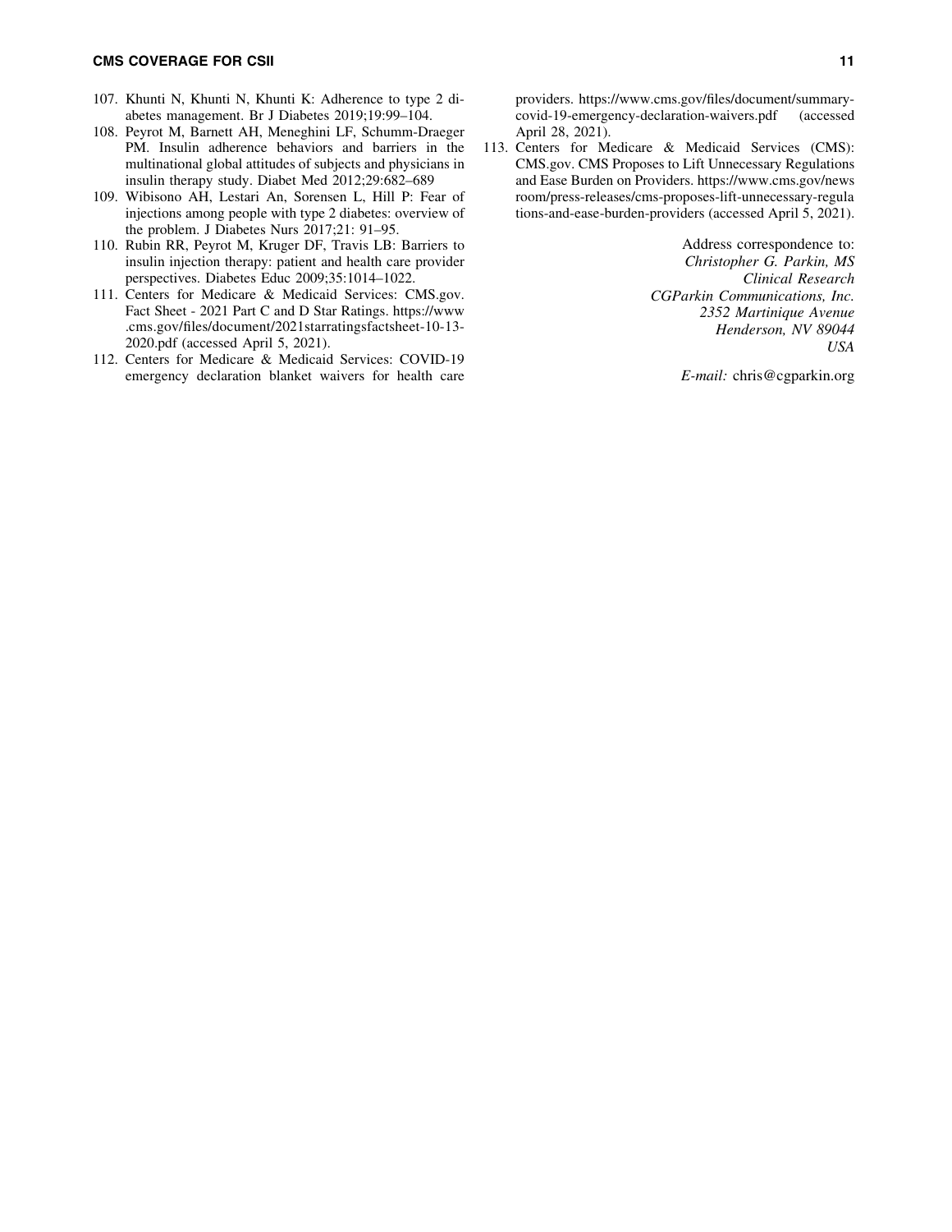107. Khunti N, Khunti N, Khunti K: Adherence to type 2 diabetes management. Br J Diabetes 2019;19:99–104.
108. Peyrot M, Barnett AH, Meneghini LF, Schumm-Draeger PM. Insulin adherence behaviors and barriers in the multinational global attitudes of subjects and physicians in insulin therapy study. Diabet Med 2012;29:682–689
109. Wibisono AH, Lestari An, Sorensen L, Hill P: Fear of injections among people with type 2 diabetes: overview of the problem. J Diabetes Nurs 2017;21: 91–95.
110. Rubin RR, Peyrot M, Kruger DF, Travis LB: Barriers to insulin injection therapy: patient and health care provider perspectives. Diabetes Educ 2009;35:1014–1022.
111. Centers for Medicare & Medicaid Services: CMS.gov. Fact Sheet - 2021 Part C and D Star Ratings. https://www.cms.gov/files/document/2021starratingsfactsheet-10-13-2020.pdf (accessed April 5, 2021).
112. Centers for Medicare & Medicaid Services: COVID-19 emergency declaration blanket waivers for health care providers. https://www.cms.gov/files/document/summary-covid-19-emergency-declaration-waivers.pdf (accessed April 28, 2021).
113. Centers for Medicare & Medicaid Services (CMS): CMS.gov. CMS Proposes to Lift Unnecessary Regulations and Ease Burden on Providers. https://www.cms.gov/newsroom/press-releases/cms-proposes-lift-unnecessary-regulations-and-ease-burden-providers (accessed April 5, 2021).

Address correspondence to:
*Christopher G. Parkin, MS*
*Clinical Research*
*CGParkin Communications, Inc.*
*2352 Martinique Avenue*
*Henderson, NV 89044*
*USA*

*E-mail:* chris@cgparkin.org